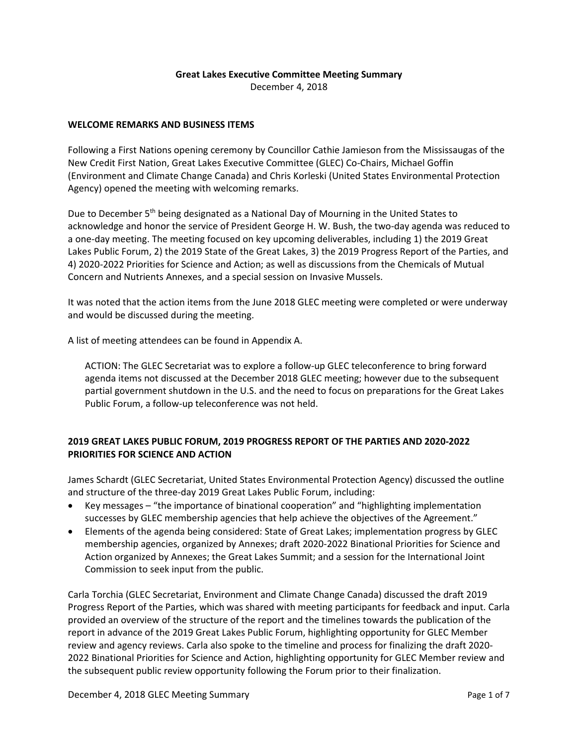# Great Lakes Executive Committee Meeting Summary

December 4, 2018

## WELCOME REMARKS AND BUSINESS ITEMS

Following a First Nations opening ceremony by Councillor Cathie Jamieson from the Mississaugas of the New Credit First Nation, Great Lakes Executive Committee (GLEC) Co-Chairs, Michael Goffin (Environment and Climate Change Canada) and Chris Korleski (United States Environmental Protection Agency) opened the meeting with welcoming remarks.

Due to December 5th being designated as a National Day of Mourning in the United States to acknowledge and honor the service of President George H. W. Bush, the two-day agenda was reduced to a one-day meeting. The meeting focused on key upcoming deliverables, including 1) the 2019 Great Lakes Public Forum, 2) the 2019 State of the Great Lakes, 3) the 2019 Progress Report of the Parties, and 4) 2020-2022 Priorities for Science and Action; as well as discussions from the Chemicals of Mutual Concern and Nutrients Annexes, and a special session on Invasive Mussels.

It was noted that the action items from the June 2018 GLEC meeting were completed or were underway and would be discussed during the meeting.

A list of meeting attendees can be found in Appendix A.

> ACTION: The GLEC Secretariat was to explore a follow-up GLEC teleconference to bring forward agenda items not discussed at the December 2018 GLEC meeting; however due to the subsequent partial government shutdown in the U.S. and the need to focus on preparations for the Great Lakes Public Forum, a follow-up teleconference was not held.

## 2019 GREAT LAKES PUBLIC FORUM, 2019 PROGRESS REPORT OF THE PARTIES AND 2020-2022 PRIORITIES FOR SCIENCE AND ACTION

James Schardt (GLEC Secretariat, United States Environmental Protection Agency) discussed the outline and structure of the three-day 2019 Great Lakes Public Forum, including:

- Key messages – "the importance of binational cooperation" and "highlighting implementation successes by GLEC membership agencies that help achieve the objectives of the Agreement."
- Elements of the agenda being considered: State of Great Lakes; implementation progress by GLEC membership agencies, organized by Annexes; draft 2020-2022 Binational Priorities for Science and Action organized by Annexes; the Great Lakes Summit; and a session for the International Joint Commission to seek input from the public.

Carla Torchia (GLEC Secretariat, Environment and Climate Change Canada) discussed the draft 2019 Progress Report of the Parties, which was shared with meeting participants for feedback and input. Carla provided an overview of the structure of the report and the timelines towards the publication of the report in advance of the 2019 Great Lakes Public Forum, highlighting opportunity for GLEC Member review and agency reviews. Carla also spoke to the timeline and process for finalizing the draft 2020-2022 Binational Priorities for Science and Action, highlighting opportunity for GLEC Member review and the subsequent public review opportunity following the Forum prior to their finalization.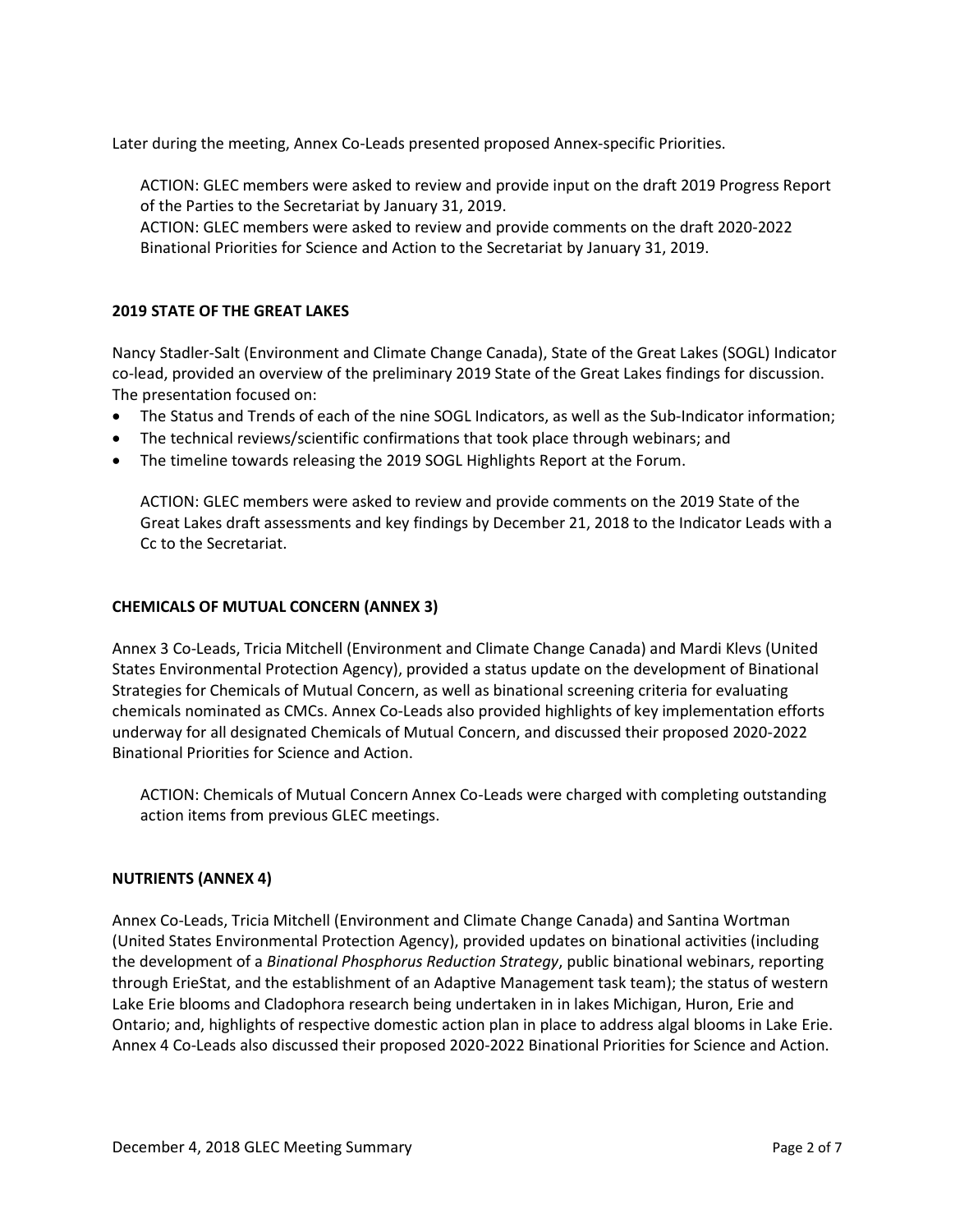Later during the meeting, Annex Co-Leads presented proposed Annex-specific Priorities.

ACTION: GLEC members were asked to review and provide input on the draft 2019 Progress Report of the Parties to the Secretariat by January 31, 2019.
ACTION: GLEC members were asked to review and provide comments on the draft 2020-2022 Binational Priorities for Science and Action to the Secretariat by January 31, 2019.

## 2019 STATE OF THE GREAT LAKES

Nancy Stadler-Salt (Environment and Climate Change Canada), State of the Great Lakes (SOGL) Indicator co-lead, provided an overview of the preliminary 2019 State of the Great Lakes findings for discussion. The presentation focused on:

- The Status and Trends of each of the nine SOGL Indicators, as well as the Sub-Indicator information;
- The technical reviews/scientific confirmations that took place through webinars; and
- The timeline towards releasing the 2019 SOGL Highlights Report at the Forum.

ACTION: GLEC members were asked to review and provide comments on the 2019 State of the Great Lakes draft assessments and key findings by December 21, 2018 to the Indicator Leads with a Cc to the Secretariat.

## CHEMICALS OF MUTUAL CONCERN (ANNEX 3)

Annex 3 Co-Leads, Tricia Mitchell (Environment and Climate Change Canada) and Mardi Klevs (United States Environmental Protection Agency), provided a status update on the development of Binational Strategies for Chemicals of Mutual Concern, as well as binational screening criteria for evaluating chemicals nominated as CMCs. Annex Co-Leads also provided highlights of key implementation efforts underway for all designated Chemicals of Mutual Concern, and discussed their proposed 2020-2022 Binational Priorities for Science and Action.

ACTION: Chemicals of Mutual Concern Annex Co-Leads were charged with completing outstanding action items from previous GLEC meetings.

## NUTRIENTS (ANNEX 4)

Annex Co-Leads, Tricia Mitchell (Environment and Climate Change Canada) and Santina Wortman (United States Environmental Protection Agency), provided updates on binational activities (including the development of a *Binational Phosphorus Reduction Strategy*, public binational webinars, reporting through ErieStat, and the establishment of an Adaptive Management task team); the status of western Lake Erie blooms and Cladophora research being undertaken in in lakes Michigan, Huron, Erie and Ontario; and, highlights of respective domestic action plan in place to address algal blooms in Lake Erie. Annex 4 Co-Leads also discussed their proposed 2020-2022 Binational Priorities for Science and Action.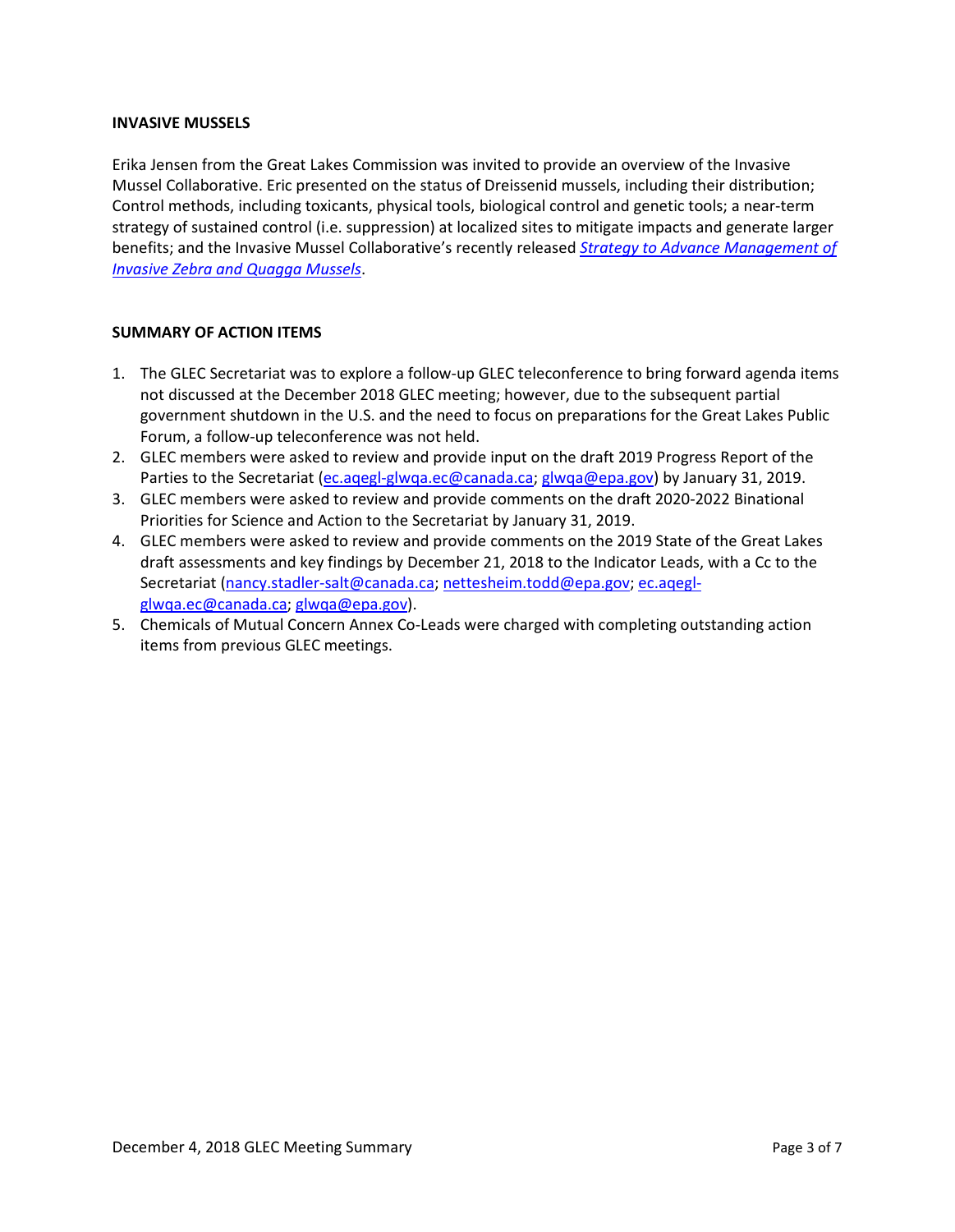### INVASIVE MUSSELS

Erika Jensen from the Great Lakes Commission was invited to provide an overview of the Invasive Mussel Collaborative. Eric presented on the status of Dreissenid mussels, including their distribution; Control methods, including toxicants, physical tools, biological control and genetic tools; a near-term strategy of sustained control (i.e. suppression) at localized sites to mitigate impacts and generate larger benefits; and the Invasive Mussel Collaborative's recently released *Strategy to Advance Management of Invasive Zebra and Quagga Mussels*.

### SUMMARY OF ACTION ITEMS

1. The GLEC Secretariat was to explore a follow-up GLEC teleconference to bring forward agenda items not discussed at the December 2018 GLEC meeting; however, due to the subsequent partial government shutdown in the U.S. and the need to focus on preparations for the Great Lakes Public Forum, a follow-up teleconference was not held.
2. GLEC members were asked to review and provide input on the draft 2019 Progress Report of the Parties to the Secretariat (ec.aqegl-glwqa.ec@canada.ca; glwqa@epa.gov) by January 31, 2019.
3. GLEC members were asked to review and provide comments on the draft 2020-2022 Binational Priorities for Science and Action to the Secretariat by January 31, 2019.
4. GLEC members were asked to review and provide comments on the 2019 State of the Great Lakes draft assessments and key findings by December 21, 2018 to the Indicator Leads, with a Cc to the Secretariat (nancy.stadler-salt@canada.ca; nettesheim.todd@epa.gov; ec.aqegl-glwqa.ec@canada.ca; glwqa@epa.gov).
5. Chemicals of Mutual Concern Annex Co-Leads were charged with completing outstanding action items from previous GLEC meetings.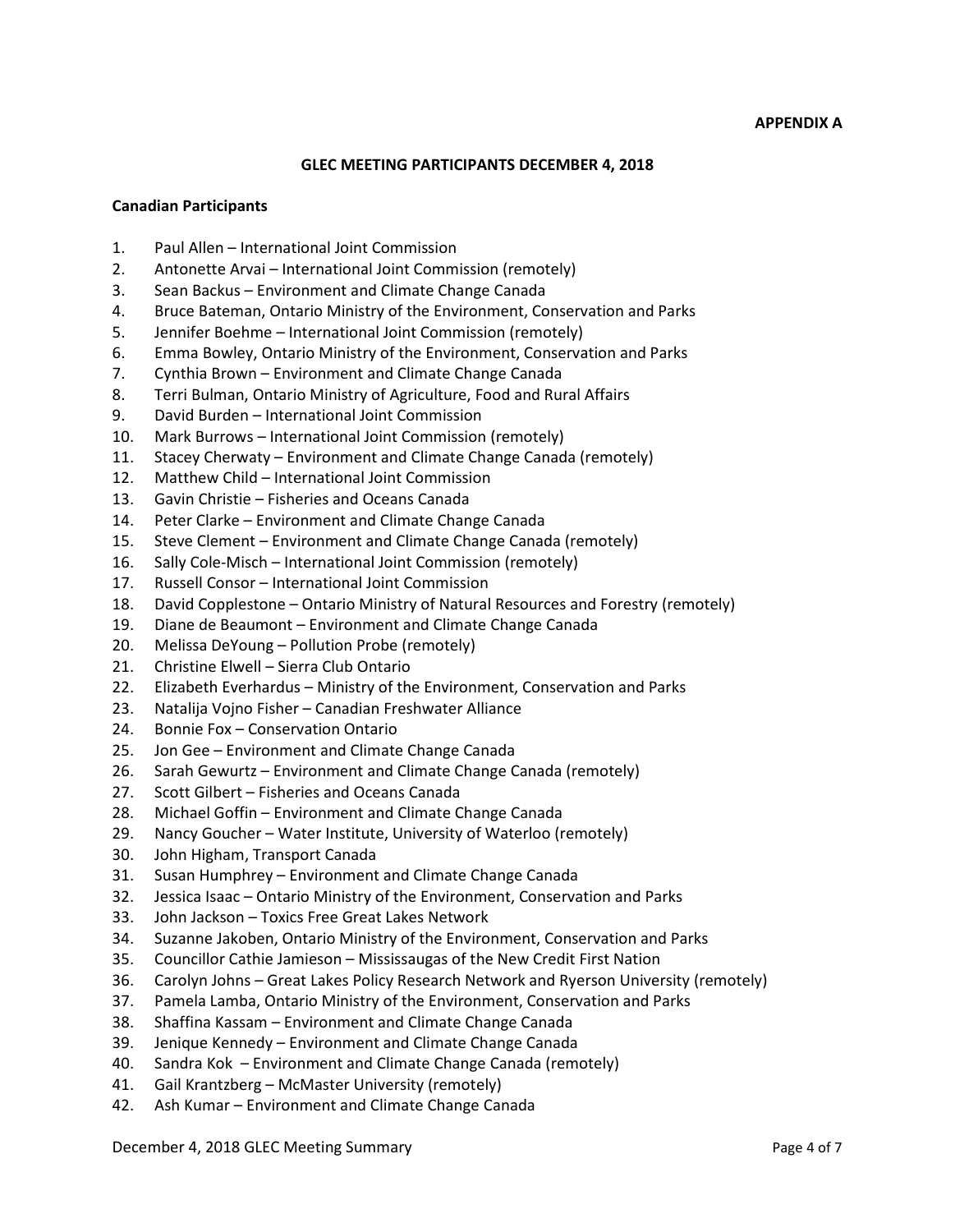**APPENDIX A**

## GLEC MEETING PARTICIPANTS DECEMBER 4, 2018

### Canadian Participants

1. Paul Allen – International Joint Commission
2. Antonette Arvai – International Joint Commission (remotely)
3. Sean Backus – Environment and Climate Change Canada
4. Bruce Bateman, Ontario Ministry of the Environment, Conservation and Parks
5. Jennifer Boehme – International Joint Commission (remotely)
6. Emma Bowley, Ontario Ministry of the Environment, Conservation and Parks
7. Cynthia Brown – Environment and Climate Change Canada
8. Terri Bulman, Ontario Ministry of Agriculture, Food and Rural Affairs
9. David Burden – International Joint Commission
10. Mark Burrows – International Joint Commission (remotely)
11. Stacey Cherwaty – Environment and Climate Change Canada (remotely)
12. Matthew Child – International Joint Commission
13. Gavin Christie – Fisheries and Oceans Canada
14. Peter Clarke – Environment and Climate Change Canada
15. Steve Clement – Environment and Climate Change Canada (remotely)
16. Sally Cole-Misch – International Joint Commission (remotely)
17. Russell Consor – International Joint Commission
18. David Copplestone – Ontario Ministry of Natural Resources and Forestry (remotely)
19. Diane de Beaumont – Environment and Climate Change Canada
20. Melissa DeYoung – Pollution Probe (remotely)
21. Christine Elwell – Sierra Club Ontario
22. Elizabeth Everhardus – Ministry of the Environment, Conservation and Parks
23. Natalija Vojno Fisher – Canadian Freshwater Alliance
24. Bonnie Fox – Conservation Ontario
25. Jon Gee – Environment and Climate Change Canada
26. Sarah Gewurtz – Environment and Climate Change Canada (remotely)
27. Scott Gilbert – Fisheries and Oceans Canada
28. Michael Goffin – Environment and Climate Change Canada
29. Nancy Goucher – Water Institute, University of Waterloo (remotely)
30. John Higham, Transport Canada
31. Susan Humphrey – Environment and Climate Change Canada
32. Jessica Isaac – Ontario Ministry of the Environment, Conservation and Parks
33. John Jackson – Toxics Free Great Lakes Network
34. Suzanne Jakoben, Ontario Ministry of the Environment, Conservation and Parks
35. Councillor Cathie Jamieson – Mississaugas of the New Credit First Nation
36. Carolyn Johns – Great Lakes Policy Research Network and Ryerson University (remotely)
37. Pamela Lamba, Ontario Ministry of the Environment, Conservation and Parks
38. Shaffina Kassam – Environment and Climate Change Canada
39. Jenique Kennedy – Environment and Climate Change Canada
40. Sandra Kok – Environment and Climate Change Canada (remotely)
41. Gail Krantzberg – McMaster University (remotely)
42. Ash Kumar – Environment and Climate Change Canada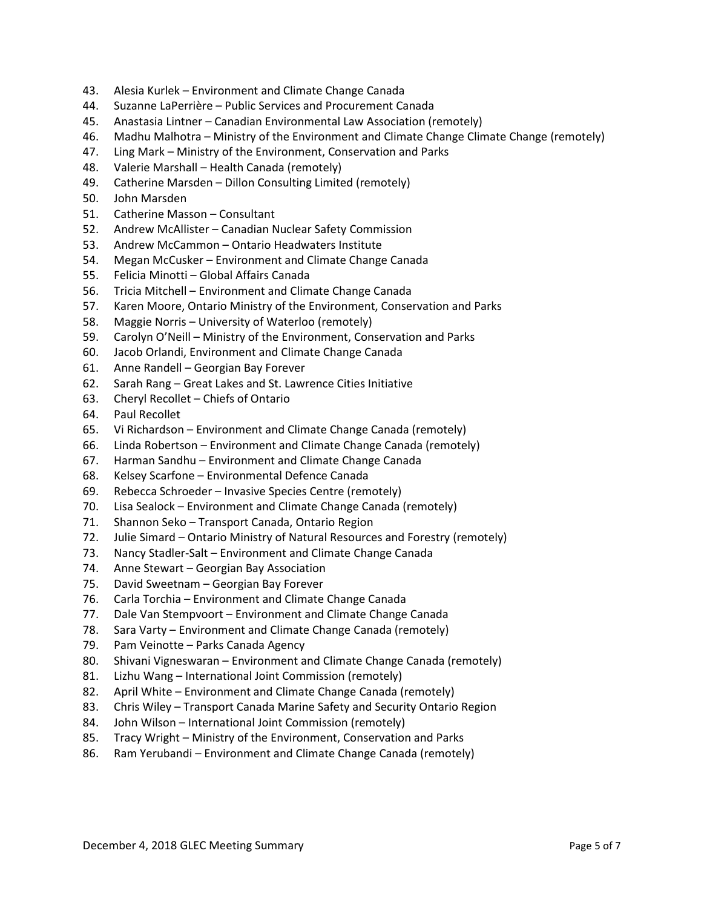43. Alesia Kurlek – Environment and Climate Change Canada
44. Suzanne LaPerrière – Public Services and Procurement Canada
45. Anastasia Lintner – Canadian Environmental Law Association (remotely)
46. Madhu Malhotra – Ministry of the Environment and Climate Change Climate Change (remotely)
47. Ling Mark – Ministry of the Environment, Conservation and Parks
48. Valerie Marshall – Health Canada (remotely)
49. Catherine Marsden – Dillon Consulting Limited (remotely)
50. John Marsden
51. Catherine Masson – Consultant
52. Andrew McAllister – Canadian Nuclear Safety Commission
53. Andrew McCammon – Ontario Headwaters Institute
54. Megan McCusker – Environment and Climate Change Canada
55. Felicia Minotti – Global Affairs Canada
56. Tricia Mitchell – Environment and Climate Change Canada
57. Karen Moore, Ontario Ministry of the Environment, Conservation and Parks
58. Maggie Norris – University of Waterloo (remotely)
59. Carolyn O'Neill – Ministry of the Environment, Conservation and Parks
60. Jacob Orlandi, Environment and Climate Change Canada
61. Anne Randell – Georgian Bay Forever
62. Sarah Rang – Great Lakes and St. Lawrence Cities Initiative
63. Cheryl Recollet – Chiefs of Ontario
64. Paul Recollet
65. Vi Richardson – Environment and Climate Change Canada (remotely)
66. Linda Robertson – Environment and Climate Change Canada (remotely)
67. Harman Sandhu – Environment and Climate Change Canada
68. Kelsey Scarfone – Environmental Defence Canada
69. Rebecca Schroeder – Invasive Species Centre (remotely)
70. Lisa Sealock – Environment and Climate Change Canada (remotely)
71. Shannon Seko – Transport Canada, Ontario Region
72. Julie Simard – Ontario Ministry of Natural Resources and Forestry (remotely)
73. Nancy Stadler-Salt – Environment and Climate Change Canada
74. Anne Stewart – Georgian Bay Association
75. David Sweetnam – Georgian Bay Forever
76. Carla Torchia – Environment and Climate Change Canada
77. Dale Van Stempvoort – Environment and Climate Change Canada
78. Sara Varty – Environment and Climate Change Canada (remotely)
79. Pam Veinotte – Parks Canada Agency
80. Shivani Vigneswaran – Environment and Climate Change Canada (remotely)
81. Lizhu Wang – International Joint Commission (remotely)
82. April White – Environment and Climate Change Canada (remotely)
83. Chris Wiley – Transport Canada Marine Safety and Security Ontario Region
84. John Wilson – International Joint Commission (remotely)
85. Tracy Wright – Ministry of the Environment, Conservation and Parks
86. Ram Yerubandi – Environment and Climate Change Canada (remotely)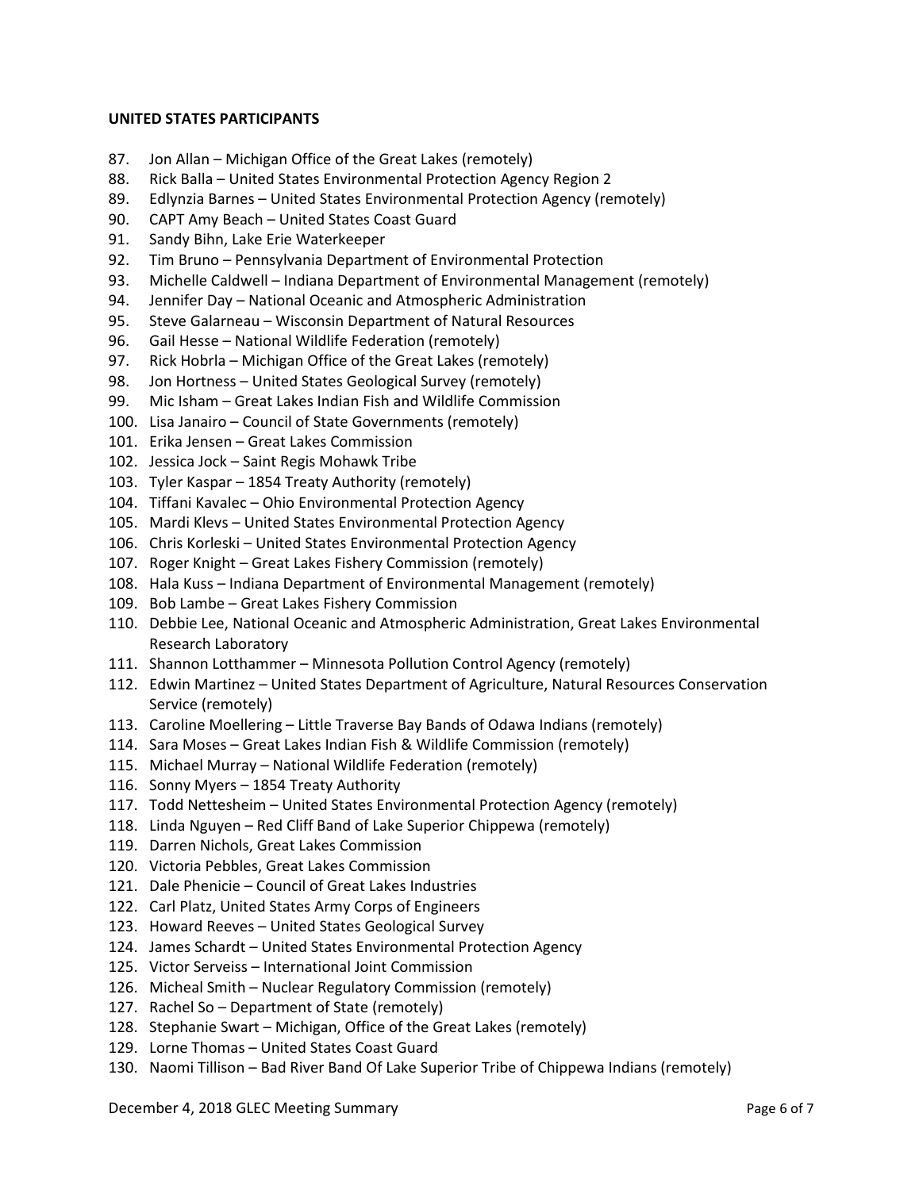**UNITED STATES PARTICIPANTS**

87. Jon Allan – Michigan Office of the Great Lakes (remotely)
88. Rick Balla – United States Environmental Protection Agency Region 2
89. Edlynzia Barnes – United States Environmental Protection Agency (remotely)
90. CAPT Amy Beach – United States Coast Guard
91. Sandy Bihn, Lake Erie Waterkeeper
92. Tim Bruno – Pennsylvania Department of Environmental Protection
93. Michelle Caldwell – Indiana Department of Environmental Management (remotely)
94. Jennifer Day – National Oceanic and Atmospheric Administration
95. Steve Galarneau – Wisconsin Department of Natural Resources
96. Gail Hesse – National Wildlife Federation (remotely)
97. Rick Hobrla – Michigan Office of the Great Lakes (remotely)
98. Jon Hortness – United States Geological Survey (remotely)
99. Mic Isham – Great Lakes Indian Fish and Wildlife Commission
100. Lisa Janairo – Council of State Governments (remotely)
101. Erika Jensen – Great Lakes Commission
102. Jessica Jock – Saint Regis Mohawk Tribe
103. Tyler Kaspar – 1854 Treaty Authority (remotely)
104. Tiffani Kavalec – Ohio Environmental Protection Agency
105. Mardi Klevs – United States Environmental Protection Agency
106. Chris Korleski – United States Environmental Protection Agency
107. Roger Knight – Great Lakes Fishery Commission (remotely)
108. Hala Kuss – Indiana Department of Environmental Management (remotely)
109. Bob Lambe – Great Lakes Fishery Commission
110. Debbie Lee, National Oceanic and Atmospheric Administration, Great Lakes Environmental Research Laboratory
111. Shannon Lotthammer – Minnesota Pollution Control Agency (remotely)
112. Edwin Martinez – United States Department of Agriculture, Natural Resources Conservation Service (remotely)
113. Caroline Moellering – Little Traverse Bay Bands of Odawa Indians (remotely)
114. Sara Moses – Great Lakes Indian Fish & Wildlife Commission (remotely)
115. Michael Murray – National Wildlife Federation (remotely)
116. Sonny Myers – 1854 Treaty Authority
117. Todd Nettesheim – United States Environmental Protection Agency (remotely)
118. Linda Nguyen – Red Cliff Band of Lake Superior Chippewa (remotely)
119. Darren Nichols, Great Lakes Commission
120. Victoria Pebbles, Great Lakes Commission
121. Dale Phenicie – Council of Great Lakes Industries
122. Carl Platz, United States Army Corps of Engineers
123. Howard Reeves – United States Geological Survey
124. James Schardt – United States Environmental Protection Agency
125. Victor Serveiss – International Joint Commission
126. Micheal Smith – Nuclear Regulatory Commission (remotely)
127. Rachel So – Department of State (remotely)
128. Stephanie Swart – Michigan, Office of the Great Lakes (remotely)
129. Lorne Thomas – United States Coast Guard
130. Naomi Tillison – Bad River Band Of Lake Superior Tribe of Chippewa Indians (remotely)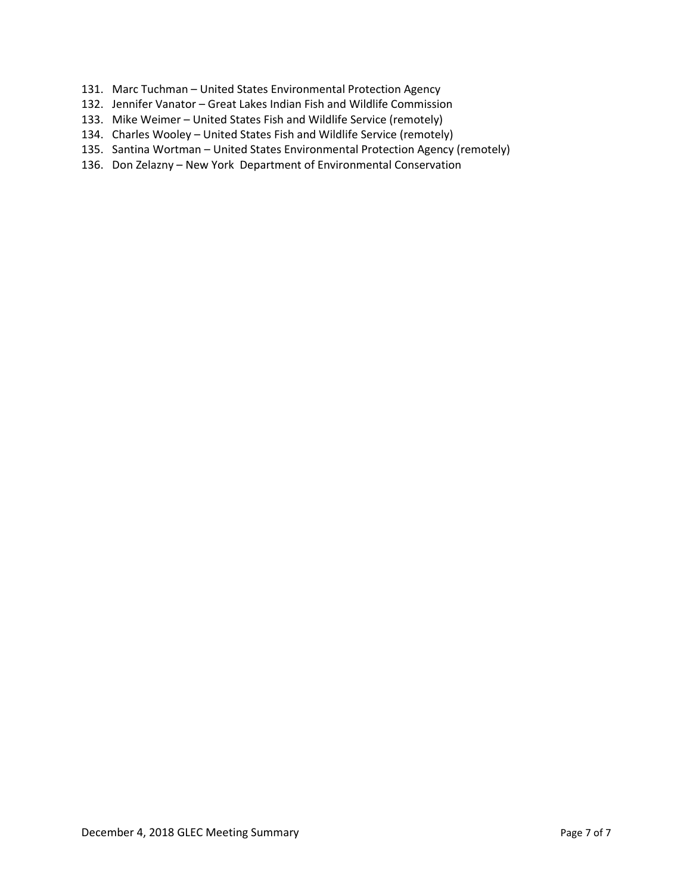131. Marc Tuchman – United States Environmental Protection Agency
132. Jennifer Vanator – Great Lakes Indian Fish and Wildlife Commission
133. Mike Weimer – United States Fish and Wildlife Service (remotely)
134. Charles Wooley – United States Fish and Wildlife Service (remotely)
135. Santina Wortman – United States Environmental Protection Agency (remotely)
136. Don Zelazny – New York Department of Environmental Conservation